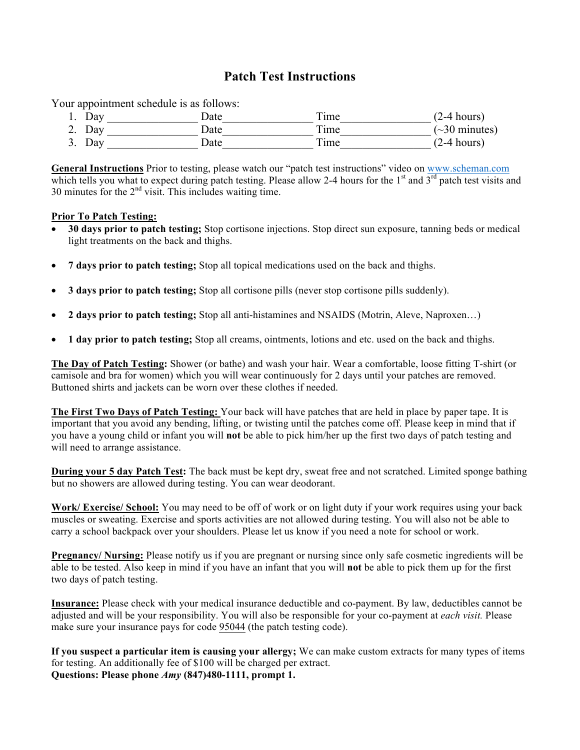# Patch Test Instructions

Your appointment schedule is as follows:

1. Day ________________ Date________________ Time________________ (2-4 hours)
2. Day ________________ Date________________ Time________________ (~30 minutes)
3. Day ________________ Date________________ Time________________ (2-4 hours)

**General Instructions** Prior to testing, please watch our "patch test instructions" video on www.scheman.com which tells you what to expect during patch testing. Please allow 2-4 hours for the 1st and 3rd patch test visits and 30 minutes for the 2nd visit. This includes waiting time.

**Prior To Patch Testing:**

- **30 days prior to patch testing;** Stop cortisone injections. Stop direct sun exposure, tanning beds or medical light treatments on the back and thighs.
- **7 days prior to patch testing;** Stop all topical medications used on the back and thighs.
- **3 days prior to patch testing;** Stop all cortisone pills (never stop cortisone pills suddenly).
- **2 days prior to patch testing;** Stop all anti-histamines and NSAIDS (Motrin, Aleve, Naproxen…)
- **1 day prior to patch testing;** Stop all creams, ointments, lotions and etc. used on the back and thighs.

**The Day of Patch Testing:** Shower (or bathe) and wash your hair. Wear a comfortable, loose fitting T-shirt (or camisole and bra for women) which you will wear continuously for 2 days until your patches are removed. Buttoned shirts and jackets can be worn over these clothes if needed.

**The First Two Days of Patch Testing:** Your back will have patches that are held in place by paper tape. It is important that you avoid any bending, lifting, or twisting until the patches come off. Please keep in mind that if you have a young child or infant you will **not** be able to pick him/her up the first two days of patch testing and will need to arrange assistance.

**During your 5 day Patch Test:** The back must be kept dry, sweat free and not scratched. Limited sponge bathing but no showers are allowed during testing. You can wear deodorant.

**Work/ Exercise/ School:** You may need to be off of work or on light duty if your work requires using your back muscles or sweating. Exercise and sports activities are not allowed during testing. You will also not be able to carry a school backpack over your shoulders. Please let us know if you need a note for school or work.

**Pregnancy/ Nursing:** Please notify us if you are pregnant or nursing since only safe cosmetic ingredients will be able to be tested. Also keep in mind if you have an infant that you will **not** be able to pick them up for the first two days of patch testing.

**Insurance:** Please check with your medical insurance deductible and co-payment. By law, deductibles cannot be adjusted and will be your responsibility. You will also be responsible for your co-payment at *each visit.* Please make sure your insurance pays for code 95044 (the patch testing code).

**If you suspect a particular item is causing your allergy;** We can make custom extracts for many types of items for testing. An additionally fee of $100 will be charged per extract.

**Questions: Please phone *Amy* (847)480-1111, prompt 1.**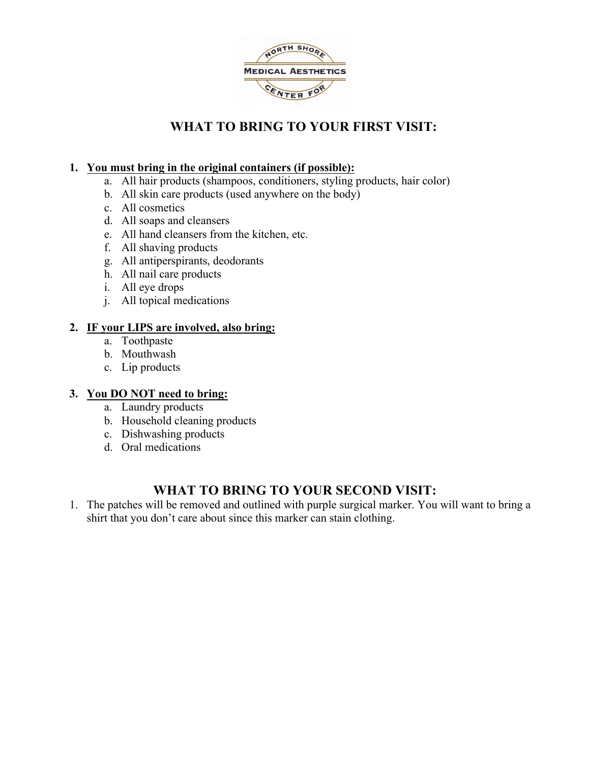# WHAT TO BRING TO YOUR FIRST VISIT:

1. **<u>You must bring in the original containers (if possible):</u>**
   a. All hair products (shampoos, conditioners, styling products, hair color)
   b. All skin care products (used anywhere on the body)
   c. All cosmetics
   d. All soaps and cleansers
   e. All hand cleansers from the kitchen, etc.
   f. All shaving products
   g. All antiperspirants, deodorants
   h. All nail care products
   i. All eye drops
   j. All topical medications

2. **<u>IF your LIPS are involved, also bring:</u>**
   a. Toothpaste
   b. Mouthwash
   c. Lip products

3. **<u>You DO NOT need to bring:</u>**
   a. Laundry products
   b. Household cleaning products
   c. Dishwashing products
   d. Oral medications

# WHAT TO BRING TO YOUR SECOND VISIT:

1. The patches will be removed and outlined with purple surgical marker. You will want to bring a shirt that you don't care about since this marker can stain clothing.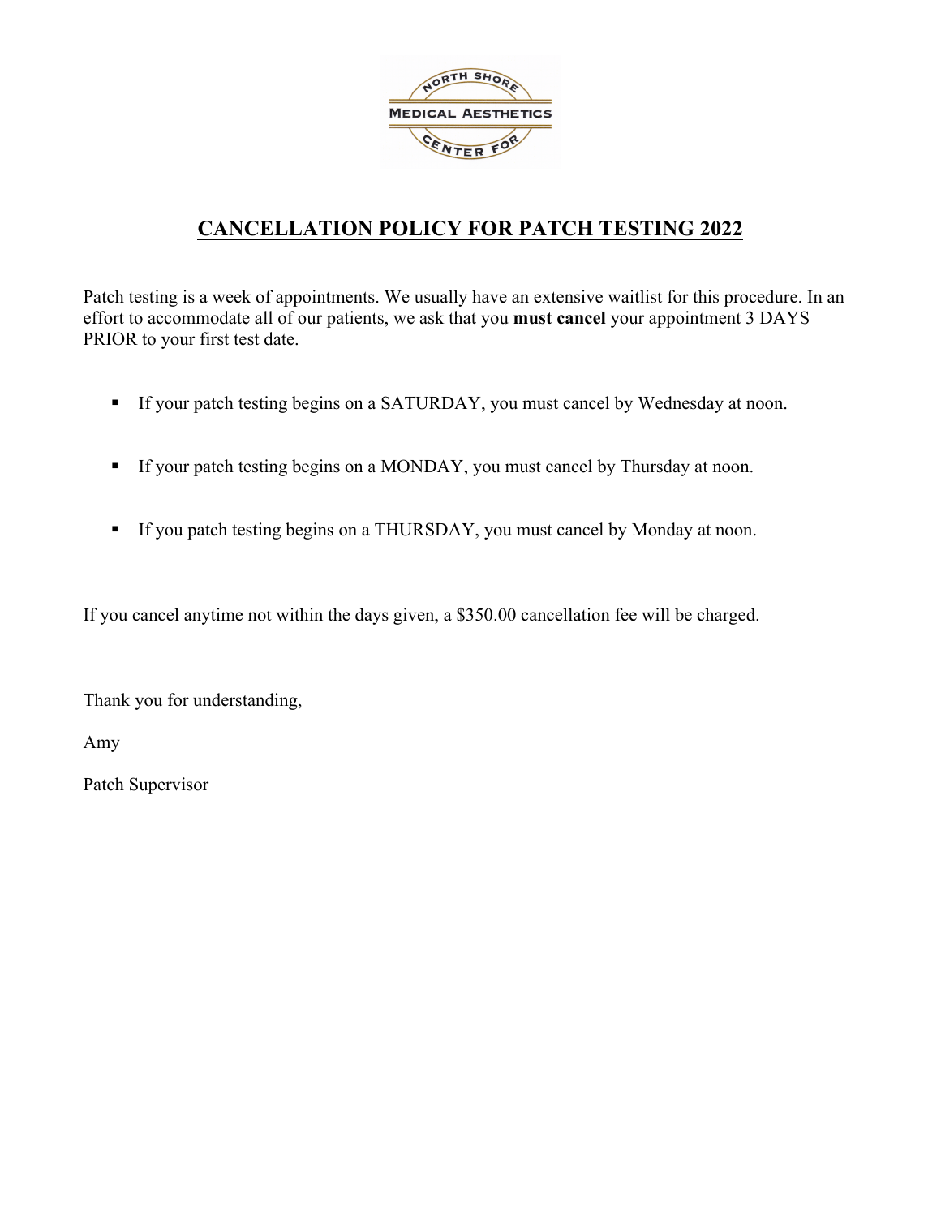# CANCELLATION POLICY FOR PATCH TESTING 2022

Patch testing is a week of appointments. We usually have an extensive waitlist for this procedure. In an effort to accommodate all of our patients, we ask that you **must cancel** your appointment 3 DAYS PRIOR to your first test date.

- If your patch testing begins on a SATURDAY, you must cancel by Wednesday at noon.
- If your patch testing begins on a MONDAY, you must cancel by Thursday at noon.
- If you patch testing begins on a THURSDAY, you must cancel by Monday at noon.

If you cancel anytime not within the days given, a $350.00 cancellation fee will be charged.

Thank you for understanding,

Amy

Patch Supervisor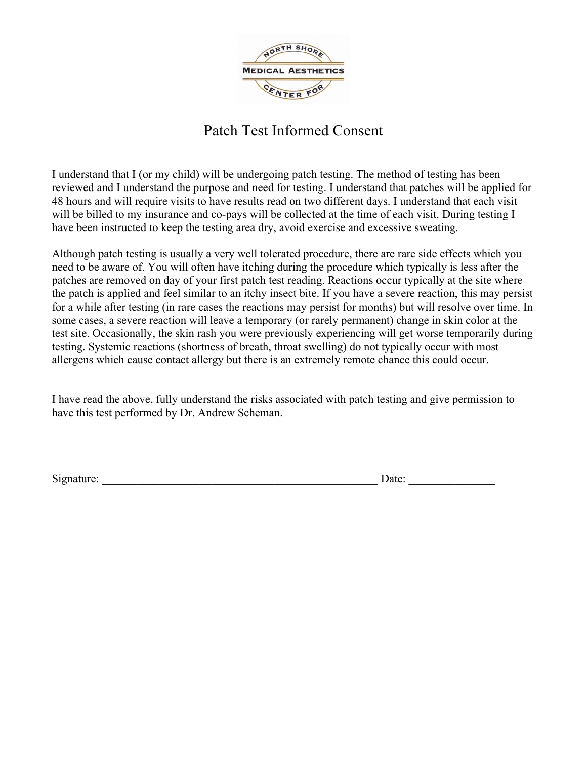NORTH SHORE MEDICAL AESTHETICS CENTER FOR

# Patch Test Informed Consent

I understand that I (or my child) will be undergoing patch testing. The method of testing has been reviewed and I understand the purpose and need for testing. I understand that patches will be applied for 48 hours and will require visits to have results read on two different days. I understand that each visit will be billed to my insurance and co-pays will be collected at the time of each visit. During testing I have been instructed to keep the testing area dry, avoid exercise and excessive sweating.

Although patch testing is usually a very well tolerated procedure, there are rare side effects which you need to be aware of. You will often have itching during the procedure which typically is less after the patches are removed on day of your first patch test reading. Reactions occur typically at the site where the patch is applied and feel similar to an itchy insect bite. If you have a severe reaction, this may persist for a while after testing (in rare cases the reactions may persist for months) but will resolve over time. In some cases, a severe reaction will leave a temporary (or rarely permanent) change in skin color at the test site. Occasionally, the skin rash you were previously experiencing will get worse temporarily during testing. Systemic reactions (shortness of breath, throat swelling) do not typically occur with most allergens which cause contact allergy but there is an extremely remote chance this could occur.

I have read the above, fully understand the risks associated with patch testing and give permission to have this test performed by Dr. Andrew Scheman.

Signature: ______________________________________________ Date: _______________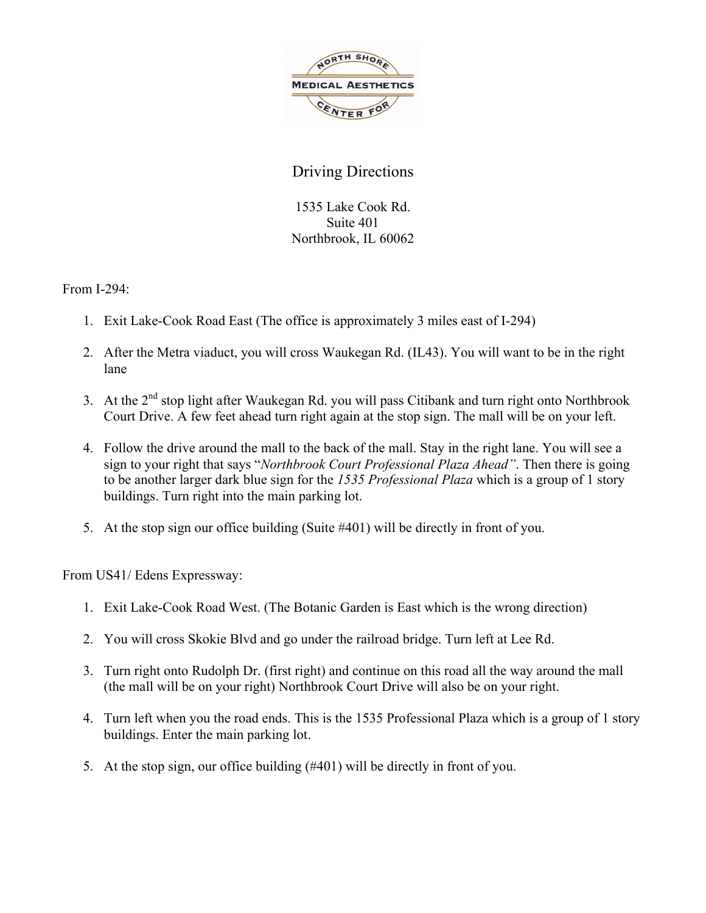NORTH SHORE CENTER FOR MEDICAL AESTHETICS

# Driving Directions

1535 Lake Cook Rd.
Suite 401
Northbrook, IL 60062

From I-294:

1. Exit Lake-Cook Road East (The office is approximately 3 miles east of I-294)

2. After the Metra viaduct, you will cross Waukegan Rd. (IL43). You will want to be in the right lane

3. At the 2nd stop light after Waukegan Rd. you will pass Citibank and turn right onto Northbrook Court Drive. A few feet ahead turn right again at the stop sign. The mall will be on your left.

4. Follow the drive around the mall to the back of the mall. Stay in the right lane. You will see a sign to your right that says "*Northbrook Court Professional Plaza Ahead"*. Then there is going to be another larger dark blue sign for the *1535 Professional Plaza* which is a group of 1 story buildings. Turn right into the main parking lot.

5. At the stop sign our office building (Suite #401) will be directly in front of you.

From US41/ Edens Expressway:

1. Exit Lake-Cook Road West. (The Botanic Garden is East which is the wrong direction)

2. You will cross Skokie Blvd and go under the railroad bridge. Turn left at Lee Rd.

3. Turn right onto Rudolph Dr. (first right) and continue on this road all the way around the mall (the mall will be on your right) Northbrook Court Drive will also be on your right.

4. Turn left when you the road ends. This is the 1535 Professional Plaza which is a group of 1 story buildings. Enter the main parking lot.

5. At the stop sign, our office building (#401) will be directly in front of you.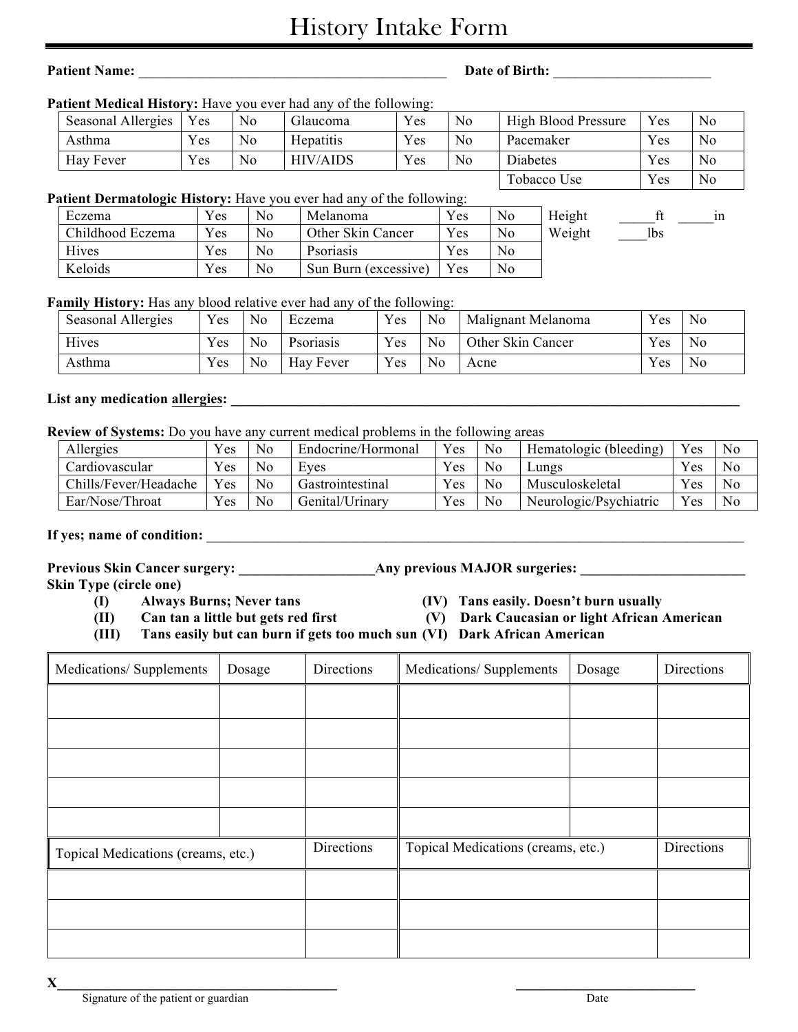# History Intake Form

**Patient Name:** ____________________________________________ **Date of Birth:** _______________________

**Patient Medical History:** Have you ever had any of the following:

| Seasonal Allergies | Yes | No | Glaucoma | Yes | No | High Blood Pressure | Yes | No |
|---|---|---|---|---|---|---|---|---|
| Asthma | Yes | No | Hepatitis | Yes | No | Pacemaker | Yes | No |
| Hay Fever | Yes | No | HIV/AIDS | Yes | No | Diabetes | Yes | No |
| | | | | | | Tobacco Use | Yes | No |

**Patient Dermatologic History:** Have you ever had any of the following:

| Eczema | Yes | No | Melanoma | Yes | No |
|---|---|---|---|---|---|
| Childhood Eczema | Yes | No | Other Skin Cancer | Yes | No |
| Hives | Yes | No | Psoriasis | Yes | No |
| Keloids | Yes | No | Sun Burn (excessive) | Yes | No |

Height _____ft _____in

Weight ____lbs

**Family History:** Has any blood relative ever had any of the following:

| Seasonal Allergies | Yes | No | Eczema | Yes | No | Malignant Melanoma | Yes | No |
|---|---|---|---|---|---|---|---|---|
| Hives | Yes | No | Psoriasis | Yes | No | Other Skin Cancer | Yes | No |
| Asthma | Yes | No | Hay Fever | Yes | No | Acne | Yes | No |

**List any medication allergies:** ______________________________________________________________________________

**Review of Systems:** Do you have any current medical problems in the following areas

| Allergies | Yes | No | Endocrine/Hormonal | Yes | No | Hematologic (bleeding) | Yes | No |
|---|---|---|---|---|---|---|---|---|
| Cardiovascular | Yes | No | Eyes | Yes | No | Lungs | Yes | No |
| Chills/Fever/Headache | Yes | No | Gastrointestinal | Yes | No | Musculoskeletal | Yes | No |
| Ear/Nose/Throat | Yes | No | Genital/Urinary | Yes | No | Neurologic/Psychiatric | Yes | No |

**If yes; name of condition:** ______________________________________________________________________________

**Previous Skin Cancer surgery:** ___________________ **Any previous MAJOR surgeries:** ________________________

**Skin Type (circle one)**

- **(I) Always Burns; Never tans**
- **(II) Can tan a little but gets red first**
- **(III) Tans easily but can burn if gets too much sun**
- **(IV) Tans easily. Doesn't burn usually**
- **(V) Dark Caucasian or light African American**
- **(VI) Dark African American**

| Medications/ Supplements | Dosage | Directions | Medications/ Supplements | Dosage | Directions |
|---|---|---|---|---|---|
| | | | | | |
| | | | | | |
| | | | | | |
| | | | | | |
| | | | | | |

| Topical Medications (creams, etc.) | Directions | Topical Medications (creams, etc.) | Directions |
|---|---|---|---|
| | | | |
| | | | |
| | | | |

X______________________________________ ___________________________

Signature of the patient or guardian Date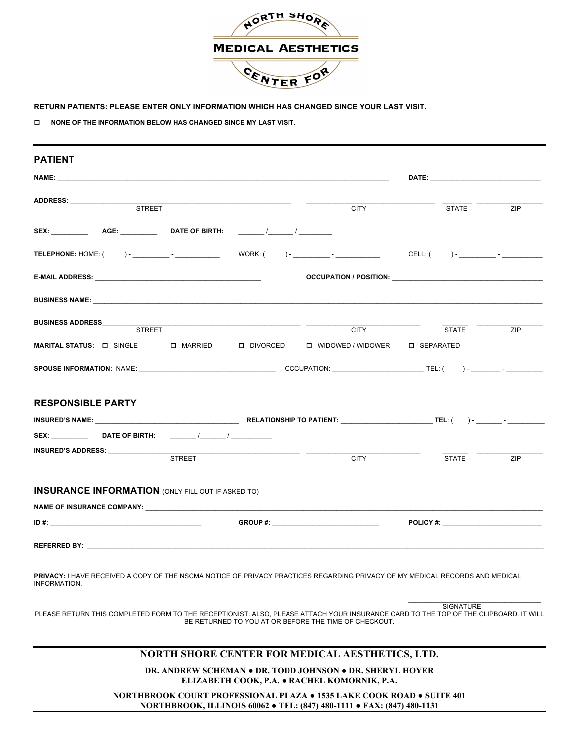NORTH SHORE
MEDICAL AESTHETICS
CENTER FOR

**RETURN PATIENTS: PLEASE ENTER ONLY INFORMATION WHICH HAS CHANGED SINCE YOUR LAST VISIT.**

☐ **NONE OF THE INFORMATION BELOW HAS CHANGED SINCE MY LAST VISIT.**

---

## PATIENT

**NAME:** ______________________________ **DATE:** ______________

**ADDRESS:** ______________________________ ______________ ______ ________
STREET CITY STATE ZIP

**SEX:** ________ **AGE:** ________ **DATE OF BIRTH:** ______/______/________

**TELEPHONE:** HOME: ( ) - ________ - ________ WORK: ( ) - ________ - ________ CELL: ( ) - ________ - ________

**E-MAIL ADDRESS:** ______________________________ **OCCUPATION / POSITION:** ______________________________

**BUSINESS NAME:** ______________________________

**BUSINESS ADDRESS** ______________________________ ______________ ______ ________
STREET CITY STATE ZIP

**MARITAL STATUS:** ☐ SINGLE ☐ MARRIED ☐ DIVORCED ☐ WIDOWED / WIDOWER ☐ SEPARATED

**SPOUSE INFORMATION:** NAME: ______________________ OCCUPATION: ______________________ TEL: ( ) - ________ - ________

## RESPONSIBLE PARTY

**INSURED'S NAME:** ______________________ **RELATIONSHIP TO PATIENT:** ______________________ **TEL:** ( ) - ________ - ________

**SEX:** ________ **DATE OF BIRTH:** ______/______/________

**INSURED'S ADDRESS:** ______________________________ ______________ ______ ________
STREET CITY STATE ZIP

## INSURANCE INFORMATION (ONLY FILL OUT IF ASKED TO)

**NAME OF INSURANCE COMPANY:** ______________________________

**ID #:** ______________________ **GROUP #:** ______________________ **POLICY #:** ______________________

**REFERRED BY:** ______________________________

**PRIVACY:** I HAVE RECEIVED A COPY OF THE NSCMA NOTICE OF PRIVACY PRACTICES REGARDING PRIVACY OF MY MEDICAL RECORDS AND MEDICAL INFORMATION.

______________________________
SIGNATURE

PLEASE RETURN THIS COMPLETED FORM TO THE RECEPTIONIST. ALSO, PLEASE ATTACH YOUR INSURANCE CARD TO THE TOP OF THE CLIPBOARD. IT WILL BE RETURNED TO YOU AT OR BEFORE THE TIME OF CHECKOUT.

---

**NORTH SHORE CENTER FOR MEDICAL AESTHETICS, LTD.**

**DR. ANDREW SCHEMAN ● DR. TODD JOHNSON ● DR. SHERYL HOYER**
**ELIZABETH COOK, P.A. ● RACHEL KOMORNIK, P.A.**

**NORTHBROOK COURT PROFESSIONAL PLAZA ● 1535 LAKE COOK ROAD ● SUITE 401**
**NORTHBROOK, ILLINOIS 60062 ● TEL: (847) 480-1111 ● FAX: (847) 480-1131**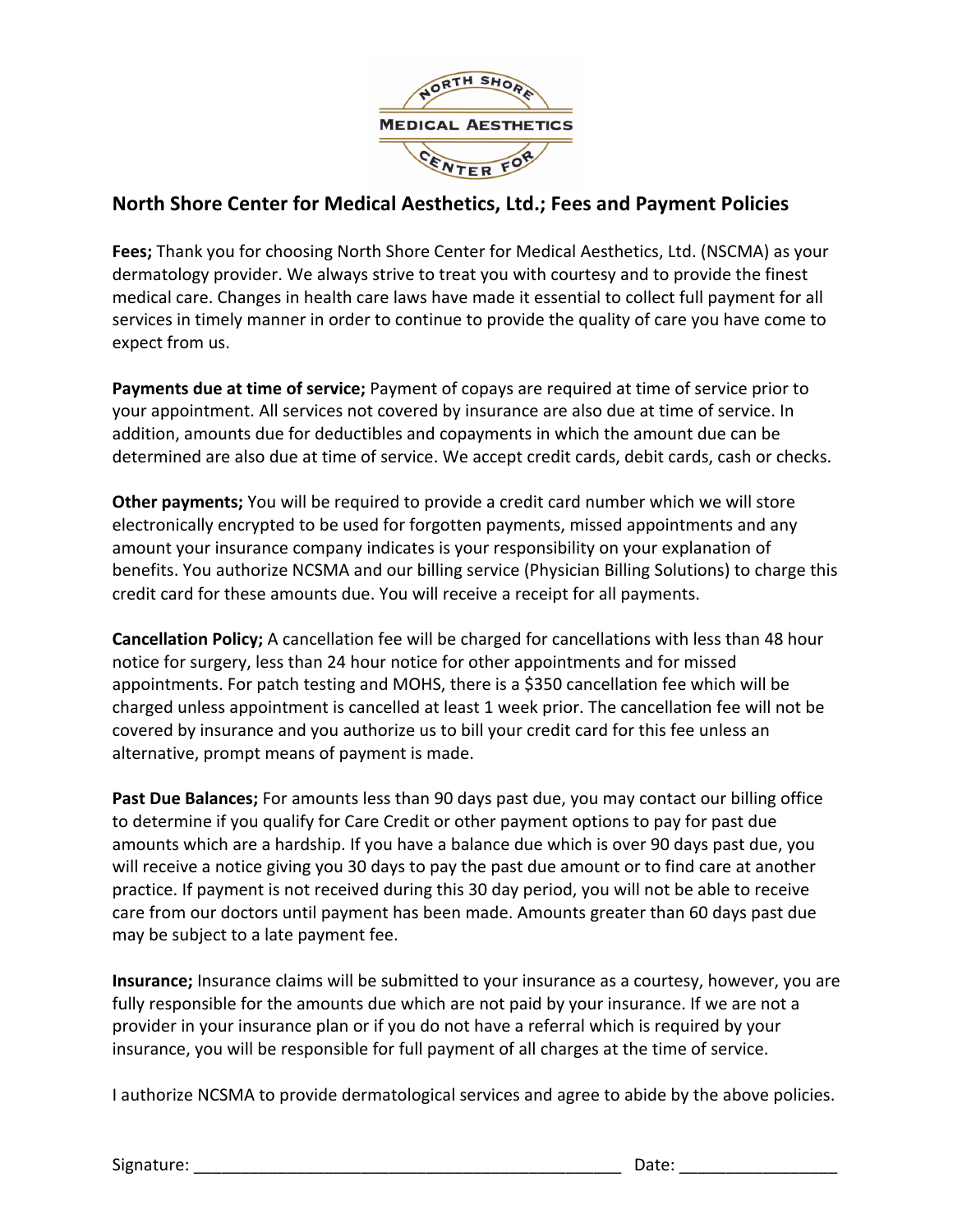NORTH SHORE MEDICAL AESTHETICS CENTER FOR

## North Shore Center for Medical Aesthetics, Ltd.; Fees and Payment Policies

**Fees;** Thank you for choosing North Shore Center for Medical Aesthetics, Ltd. (NSCMA) as your dermatology provider. We always strive to treat you with courtesy and to provide the finest medical care. Changes in health care laws have made it essential to collect full payment for all services in timely manner in order to continue to provide the quality of care you have come to expect from us.

**Payments due at time of service;** Payment of copays are required at time of service prior to your appointment. All services not covered by insurance are also due at time of service. In addition, amounts due for deductibles and copayments in which the amount due can be determined are also due at time of service. We accept credit cards, debit cards, cash or checks.

**Other payments;** You will be required to provide a credit card number which we will store electronically encrypted to be used for forgotten payments, missed appointments and any amount your insurance company indicates is your responsibility on your explanation of benefits. You authorize NCSMA and our billing service (Physician Billing Solutions) to charge this credit card for these amounts due. You will receive a receipt for all payments.

**Cancellation Policy;** A cancellation fee will be charged for cancellations with less than 48 hour notice for surgery, less than 24 hour notice for other appointments and for missed appointments. For patch testing and MOHS, there is a $350 cancellation fee which will be charged unless appointment is cancelled at least 1 week prior. The cancellation fee will not be covered by insurance and you authorize us to bill your credit card for this fee unless an alternative, prompt means of payment is made.

**Past Due Balances;** For amounts less than 90 days past due, you may contact our billing office to determine if you qualify for Care Credit or other payment options to pay for past due amounts which are a hardship. If you have a balance due which is over 90 days past due, you will receive a notice giving you 30 days to pay the past due amount or to find care at another practice. If payment is not received during this 30 day period, you will not be able to receive care from our doctors until payment has been made. Amounts greater than 60 days past due may be subject to a late payment fee.

**Insurance;** Insurance claims will be submitted to your insurance as a courtesy, however, you are fully responsible for the amounts due which are not paid by your insurance. If we are not a provider in your insurance plan or if you do not have a referral which is required by your insurance, you will be responsible for full payment of all charges at the time of service.

I authorize NCSMA to provide dermatological services and agree to abide by the above policies.

Signature: ________________________________________________ Date: _________________